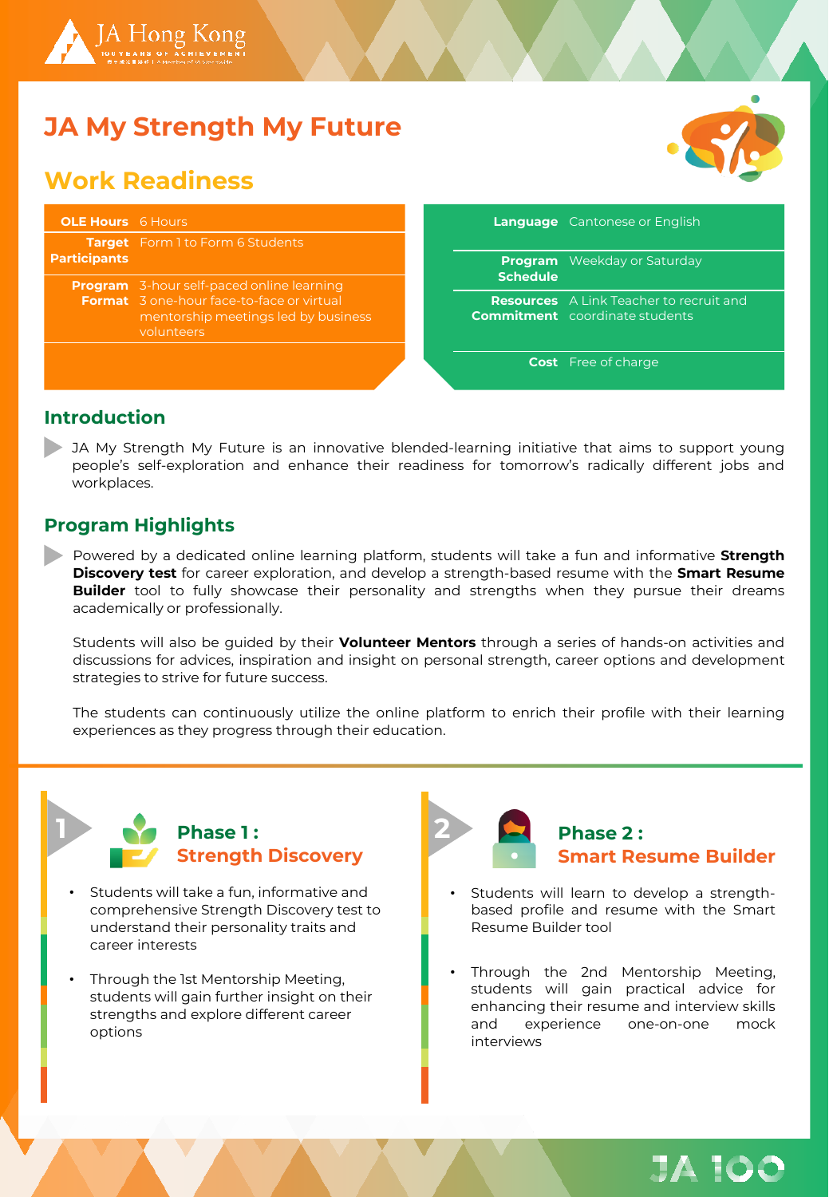# JA My Strength My Future

## Work Readiness

| | |
|---|---|
| **OLE Hours** | 6 Hours |
| **Target Participants** | Form 1 to Form 6 Students |
| **Program Format** | 3-hour self-paced online learning<br>3 one-hour face-to-face or virtual mentorship meetings led by business volunteers |
| **Language** | Cantonese or English |
| **Program Schedule** | Weekday or Saturday |
| **Resources Commitment** | A Link Teacher to recruit and coordinate students |
| **Cost** | Free of charge |

## Introduction

JA My Strength My Future is an innovative blended-learning initiative that aims to support young people's self-exploration and enhance their readiness for tomorrow's radically different jobs and workplaces.

## Program Highlights

Powered by a dedicated online learning platform, students will take a fun and informative **Strength Discovery test** for career exploration, and develop a strength-based resume with the **Smart Resume Builder** tool to fully showcase their personality and strengths when they pursue their dreams academically or professionally.

Students will also be guided by their **Volunteer Mentors** through a series of hands-on activities and discussions for advices, inspiration and insight on personal strength, career options and development strategies to strive for future success.

The students can continuously utilize the online platform to enrich their profile with their learning experiences as they progress through their education.

### 1 Phase 1 : Strength Discovery

- Students will take a fun, informative and comprehensive Strength Discovery test to understand their personality traits and career interests
- Through the 1st Mentorship Meeting, students will gain further insight on their strengths and explore different career options

### 2 Phase 2 : Smart Resume Builder

- Students will learn to develop a strength-based profile and resume with the Smart Resume Builder tool
- Through the 2nd Mentorship Meeting, students will gain practical advice for enhancing their resume and interview skills and experience one-on-one mock interviews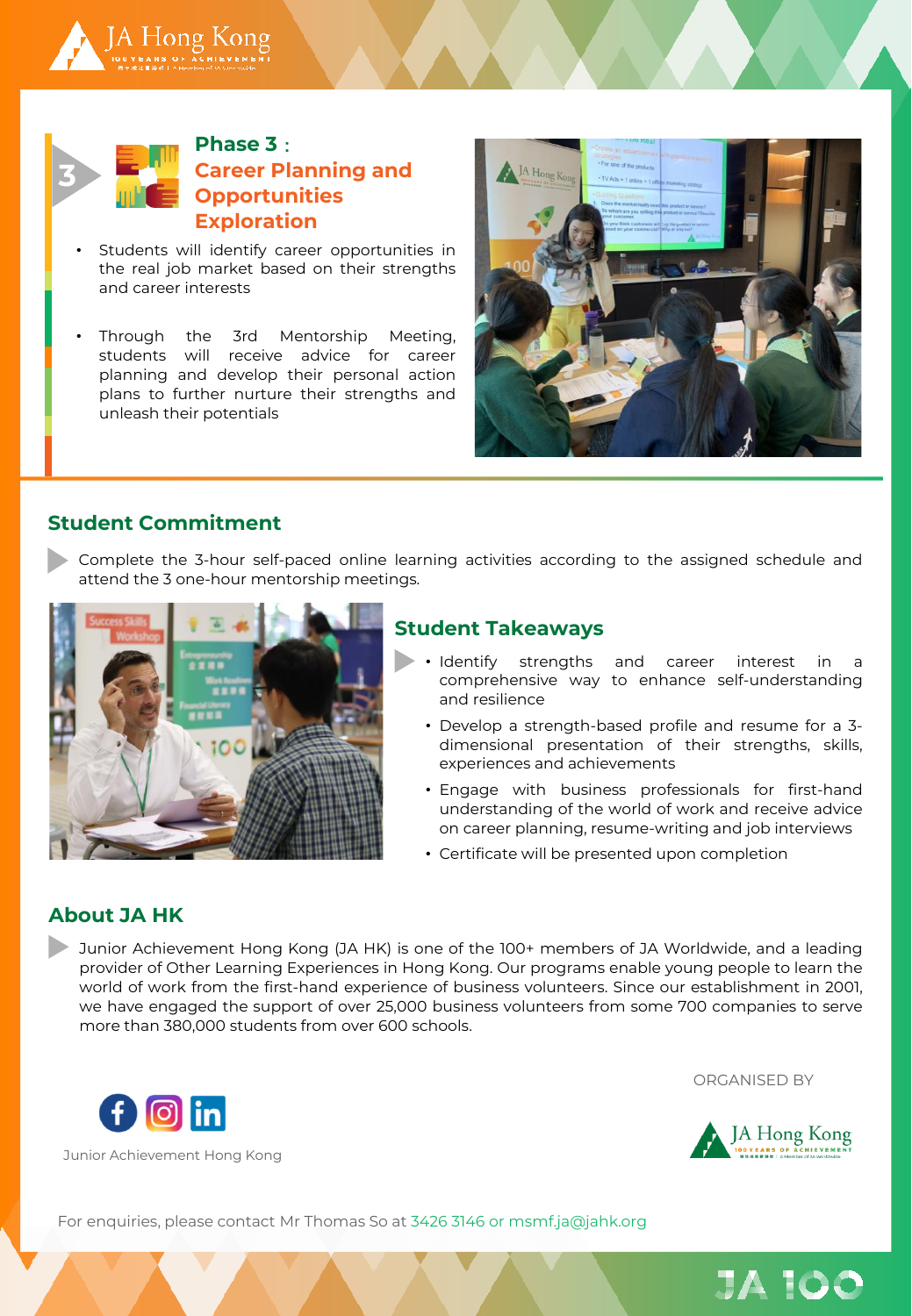## Phase 3 : Career Planning and Opportunities Exploration

- Students will identify career opportunities in the real job market based on their strengths and career interests
- Through the 3rd Mentorship Meeting, students will receive advice for career planning and develop their personal action plans to further nurture their strengths and unleash their potentials

## Student Commitment

Complete the 3-hour self-paced online learning activities according to the assigned schedule and attend the 3 one-hour mentorship meetings.

## Student Takeaways

- Identify strengths and career interest in a comprehensive way to enhance self-understanding and resilience
- Develop a strength-based profile and resume for a 3-dimensional presentation of their strengths, skills, experiences and achievements
- Engage with business professionals for first-hand understanding of the world of work and receive advice on career planning, resume-writing and job interviews
- Certificate will be presented upon completion

## About JA HK

Junior Achievement Hong Kong (JA HK) is one of the 100+ members of JA Worldwide, and a leading provider of Other Learning Experiences in Hong Kong. Our programs enable young people to learn the world of work from the first-hand experience of business volunteers. Since our establishment in 2001, we have engaged the support of over 25,000 business volunteers from some 700 companies to serve more than 380,000 students from over 600 schools.

Junior Achievement Hong Kong

ORGANISED BY

For enquiries, please contact Mr Thomas So at 3426 3146 or msmf.ja@jahk.org